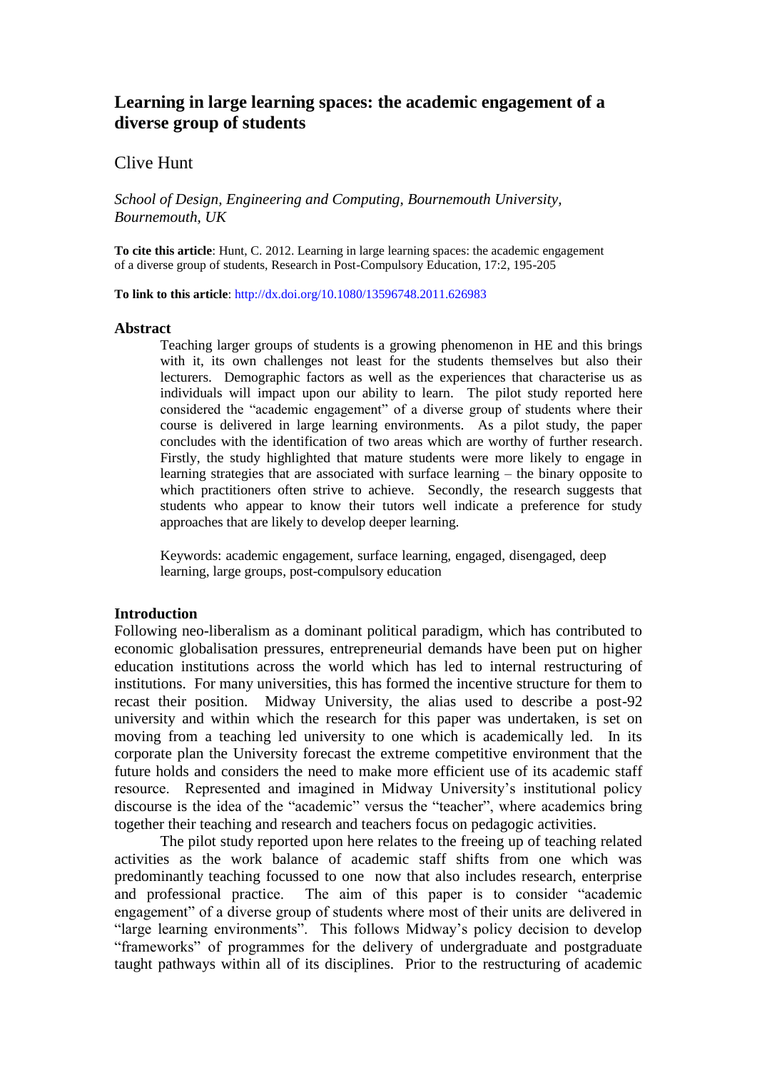# Learning in large learning spaces: the academic engagement of a diverse group of students

Clive Hunt

*School of Design, Engineering and Computing, Bournemouth University, Bournemouth, UK*

**To cite this article**: Hunt, C. 2012. Learning in large learning spaces: the academic engagement of a diverse group of students, Research in Post-Compulsory Education, 17:2, 195-205

**To link to this article**: http://dx.doi.org/10.1080/13596748.2011.626983

## Abstract

Teaching larger groups of students is a growing phenomenon in HE and this brings with it, its own challenges not least for the students themselves but also their lecturers. Demographic factors as well as the experiences that characterise us as individuals will impact upon our ability to learn. The pilot study reported here considered the "academic engagement" of a diverse group of students where their course is delivered in large learning environments. As a pilot study, the paper concludes with the identification of two areas which are worthy of further research. Firstly, the study highlighted that mature students were more likely to engage in learning strategies that are associated with surface learning – the binary opposite to which practitioners often strive to achieve. Secondly, the research suggests that students who appear to know their tutors well indicate a preference for study approaches that are likely to develop deeper learning.

Keywords: academic engagement, surface learning, engaged, disengaged, deep learning, large groups, post-compulsory education

## Introduction

Following neo-liberalism as a dominant political paradigm, which has contributed to economic globalisation pressures, entrepreneurial demands have been put on higher education institutions across the world which has led to internal restructuring of institutions. For many universities, this has formed the incentive structure for them to recast their position. Midway University, the alias used to describe a post-92 university and within which the research for this paper was undertaken, is set on moving from a teaching led university to one which is academically led. In its corporate plan the University forecast the extreme competitive environment that the future holds and considers the need to make more efficient use of its academic staff resource. Represented and imagined in Midway University's institutional policy discourse is the idea of the "academic" versus the "teacher", where academics bring together their teaching and research and teachers focus on pedagogic activities.

The pilot study reported upon here relates to the freeing up of teaching related activities as the work balance of academic staff shifts from one which was predominantly teaching focussed to one now that also includes research, enterprise and professional practice. The aim of this paper is to consider "academic engagement" of a diverse group of students where most of their units are delivered in "large learning environments". This follows Midway's policy decision to develop "frameworks" of programmes for the delivery of undergraduate and postgraduate taught pathways within all of its disciplines. Prior to the restructuring of academic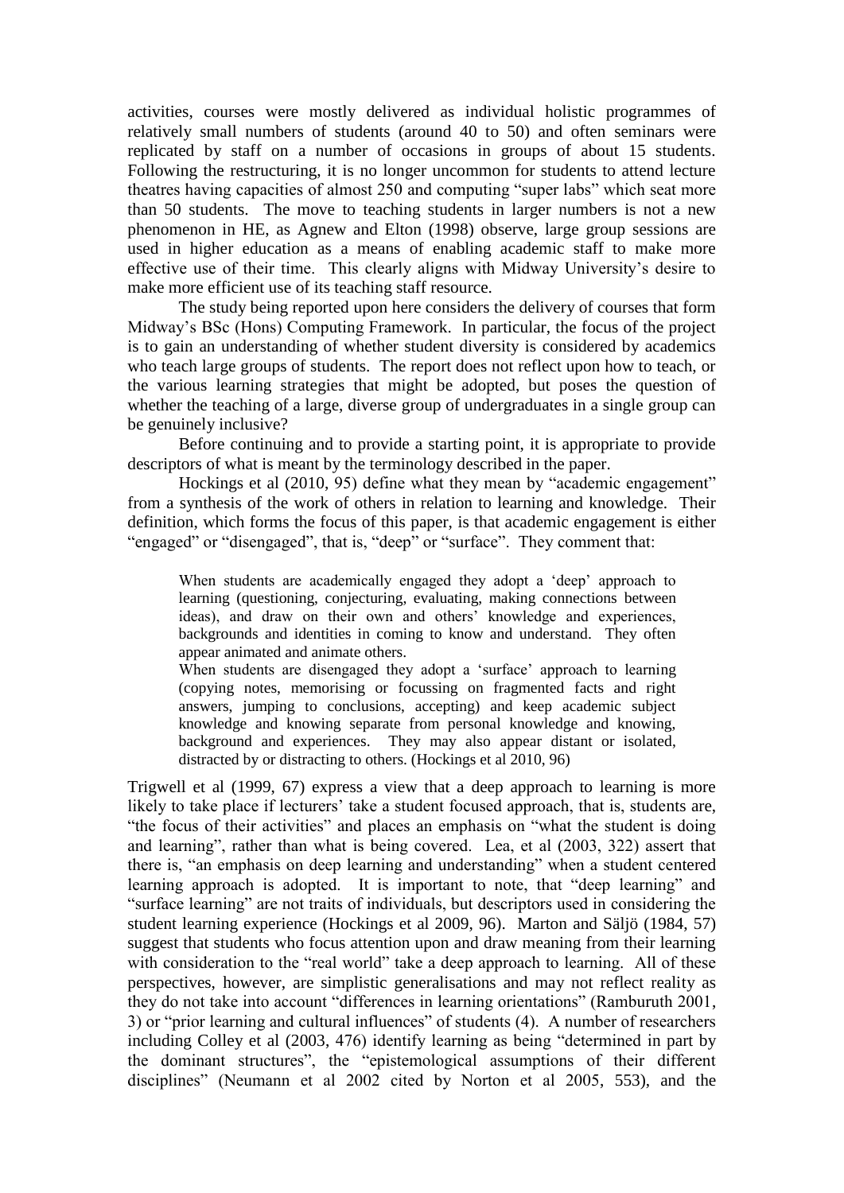activities, courses were mostly delivered as individual holistic programmes of relatively small numbers of students (around 40 to 50) and often seminars were replicated by staff on a number of occasions in groups of about 15 students. Following the restructuring, it is no longer uncommon for students to attend lecture theatres having capacities of almost 250 and computing "super labs" which seat more than 50 students. The move to teaching students in larger numbers is not a new phenomenon in HE, as Agnew and Elton (1998) observe, large group sessions are used in higher education as a means of enabling academic staff to make more effective use of their time. This clearly aligns with Midway University's desire to make more efficient use of its teaching staff resource.

The study being reported upon here considers the delivery of courses that form Midway's BSc (Hons) Computing Framework. In particular, the focus of the project is to gain an understanding of whether student diversity is considered by academics who teach large groups of students. The report does not reflect upon how to teach, or the various learning strategies that might be adopted, but poses the question of whether the teaching of a large, diverse group of undergraduates in a single group can be genuinely inclusive?

Before continuing and to provide a starting point, it is appropriate to provide descriptors of what is meant by the terminology described in the paper.

Hockings et al (2010, 95) define what they mean by "academic engagement" from a synthesis of the work of others in relation to learning and knowledge. Their definition, which forms the focus of this paper, is that academic engagement is either "engaged" or "disengaged", that is, "deep" or "surface". They comment that:

> When students are academically engaged they adopt a 'deep' approach to learning (questioning, conjecturing, evaluating, making connections between ideas), and draw on their own and others' knowledge and experiences, backgrounds and identities in coming to know and understand. They often appear animated and animate others.
>
> When students are disengaged they adopt a 'surface' approach to learning (copying notes, memorising or focussing on fragmented facts and right answers, jumping to conclusions, accepting) and keep academic subject knowledge and knowing separate from personal knowledge and knowing, background and experiences. They may also appear distant or isolated, distracted by or distracting to others. (Hockings et al 2010, 96)

Trigwell et al (1999, 67) express a view that a deep approach to learning is more likely to take place if lecturers' take a student focused approach, that is, students are, "the focus of their activities" and places an emphasis on "what the student is doing and learning", rather than what is being covered. Lea, et al (2003, 322) assert that there is, "an emphasis on deep learning and understanding" when a student centered learning approach is adopted. It is important to note, that "deep learning" and "surface learning" are not traits of individuals, but descriptors used in considering the student learning experience (Hockings et al 2009, 96). Marton and Säljö (1984, 57) suggest that students who focus attention upon and draw meaning from their learning with consideration to the "real world" take a deep approach to learning. All of these perspectives, however, are simplistic generalisations and may not reflect reality as they do not take into account "differences in learning orientations" (Ramburuth 2001, 3) or "prior learning and cultural influences" of students (4). A number of researchers including Colley et al (2003, 476) identify learning as being "determined in part by the dominant structures", the "epistemological assumptions of their different disciplines" (Neumann et al 2002 cited by Norton et al 2005, 553), and the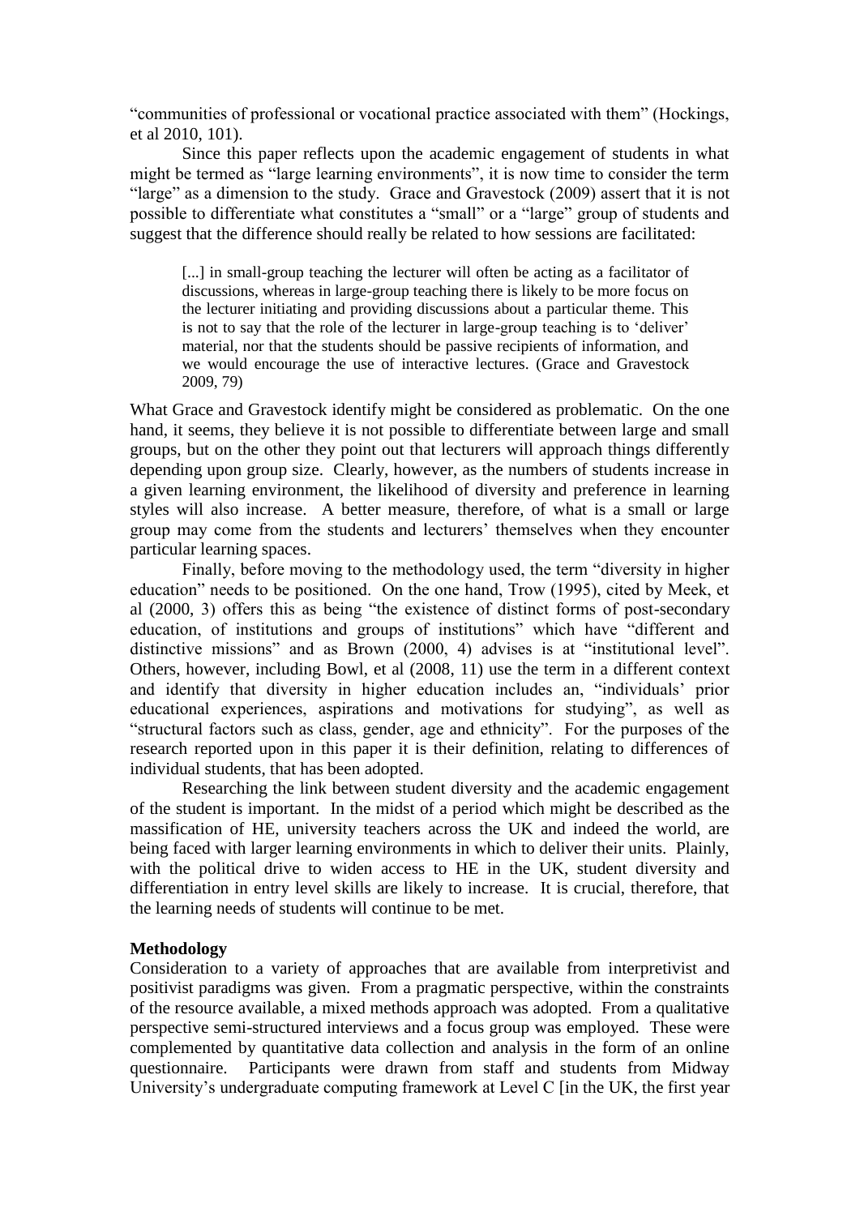"communities of professional or vocational practice associated with them" (Hockings, et al 2010, 101).

Since this paper reflects upon the academic engagement of students in what might be termed as "large learning environments", it is now time to consider the term "large" as a dimension to the study. Grace and Gravestock (2009) assert that it is not possible to differentiate what constitutes a "small" or a "large" group of students and suggest that the difference should really be related to how sessions are facilitated:

> [...] in small-group teaching the lecturer will often be acting as a facilitator of discussions, whereas in large-group teaching there is likely to be more focus on the lecturer initiating and providing discussions about a particular theme. This is not to say that the role of the lecturer in large-group teaching is to 'deliver' material, nor that the students should be passive recipients of information, and we would encourage the use of interactive lectures. (Grace and Gravestock 2009, 79)

What Grace and Gravestock identify might be considered as problematic. On the one hand, it seems, they believe it is not possible to differentiate between large and small groups, but on the other they point out that lecturers will approach things differently depending upon group size. Clearly, however, as the numbers of students increase in a given learning environment, the likelihood of diversity and preference in learning styles will also increase. A better measure, therefore, of what is a small or large group may come from the students and lecturers' themselves when they encounter particular learning spaces.

Finally, before moving to the methodology used, the term "diversity in higher education" needs to be positioned. On the one hand, Trow (1995), cited by Meek, et al (2000, 3) offers this as being "the existence of distinct forms of post-secondary education, of institutions and groups of institutions" which have "different and distinctive missions" and as Brown (2000, 4) advises is at "institutional level". Others, however, including Bowl, et al (2008, 11) use the term in a different context and identify that diversity in higher education includes an, "individuals' prior educational experiences, aspirations and motivations for studying", as well as "structural factors such as class, gender, age and ethnicity". For the purposes of the research reported upon in this paper it is their definition, relating to differences of individual students, that has been adopted.

Researching the link between student diversity and the academic engagement of the student is important. In the midst of a period which might be described as the massification of HE, university teachers across the UK and indeed the world, are being faced with larger learning environments in which to deliver their units. Plainly, with the political drive to widen access to HE in the UK, student diversity and differentiation in entry level skills are likely to increase. It is crucial, therefore, that the learning needs of students will continue to be met.

**Methodology**

Consideration to a variety of approaches that are available from interpretivist and positivist paradigms was given. From a pragmatic perspective, within the constraints of the resource available, a mixed methods approach was adopted. From a qualitative perspective semi-structured interviews and a focus group was employed. These were complemented by quantitative data collection and analysis in the form of an online questionnaire. Participants were drawn from staff and students from Midway University's undergraduate computing framework at Level C [in the UK, the first year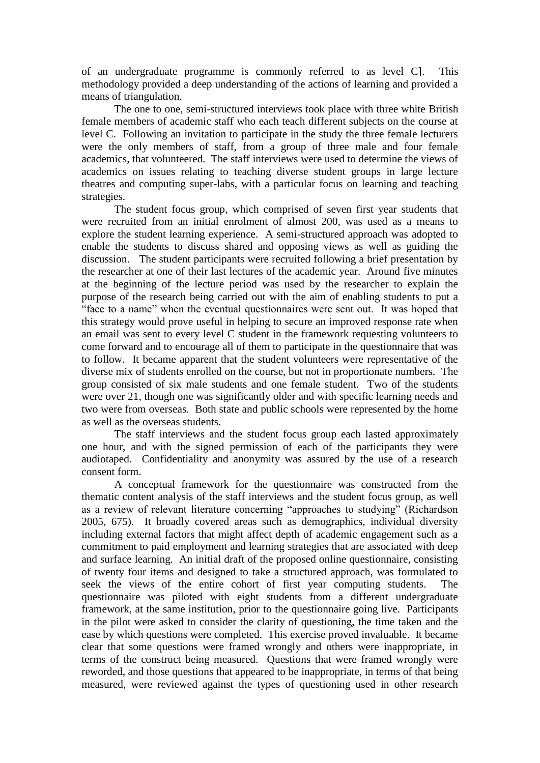of an undergraduate programme is commonly referred to as level C]. This methodology provided a deep understanding of the actions of learning and provided a means of triangulation.

The one to one, semi-structured interviews took place with three white British female members of academic staff who each teach different subjects on the course at level C. Following an invitation to participate in the study the three female lecturers were the only members of staff, from a group of three male and four female academics, that volunteered. The staff interviews were used to determine the views of academics on issues relating to teaching diverse student groups in large lecture theatres and computing super-labs, with a particular focus on learning and teaching strategies.

The student focus group, which comprised of seven first year students that were recruited from an initial enrolment of almost 200, was used as a means to explore the student learning experience. A semi-structured approach was adopted to enable the students to discuss shared and opposing views as well as guiding the discussion. The student participants were recruited following a brief presentation by the researcher at one of their last lectures of the academic year. Around five minutes at the beginning of the lecture period was used by the researcher to explain the purpose of the research being carried out with the aim of enabling students to put a "face to a name" when the eventual questionnaires were sent out. It was hoped that this strategy would prove useful in helping to secure an improved response rate when an email was sent to every level C student in the framework requesting volunteers to come forward and to encourage all of them to participate in the questionnaire that was to follow. It became apparent that the student volunteers were representative of the diverse mix of students enrolled on the course, but not in proportionate numbers. The group consisted of six male students and one female student. Two of the students were over 21, though one was significantly older and with specific learning needs and two were from overseas. Both state and public schools were represented by the home as well as the overseas students.

The staff interviews and the student focus group each lasted approximately one hour, and with the signed permission of each of the participants they were audiotaped. Confidentiality and anonymity was assured by the use of a research consent form.

A conceptual framework for the questionnaire was constructed from the thematic content analysis of the staff interviews and the student focus group, as well as a review of relevant literature concerning "approaches to studying" (Richardson 2005, 675). It broadly covered areas such as demographics, individual diversity including external factors that might affect depth of academic engagement such as a commitment to paid employment and learning strategies that are associated with deep and surface learning. An initial draft of the proposed online questionnaire, consisting of twenty four items and designed to take a structured approach, was formulated to seek the views of the entire cohort of first year computing students. The questionnaire was piloted with eight students from a different undergraduate framework, at the same institution, prior to the questionnaire going live. Participants in the pilot were asked to consider the clarity of questioning, the time taken and the ease by which questions were completed. This exercise proved invaluable. It became clear that some questions were framed wrongly and others were inappropriate, in terms of the construct being measured. Questions that were framed wrongly were reworded, and those questions that appeared to be inappropriate, in terms of that being measured, were reviewed against the types of questioning used in other research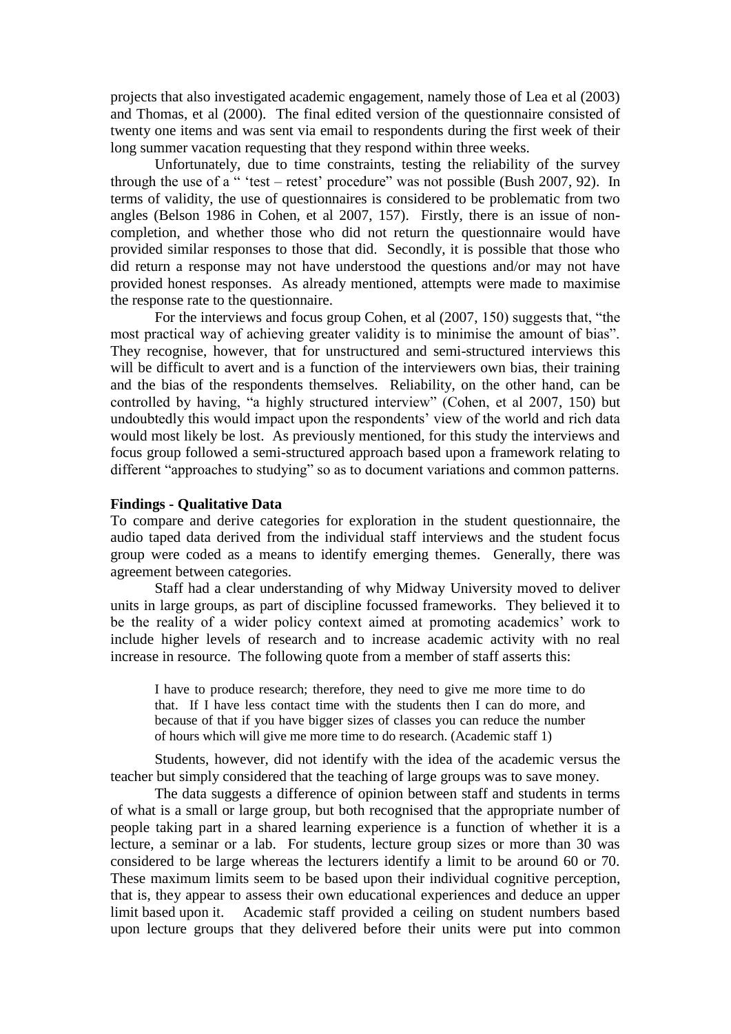projects that also investigated academic engagement, namely those of Lea et al (2003) and Thomas, et al (2000). The final edited version of the questionnaire consisted of twenty one items and was sent via email to respondents during the first week of their long summer vacation requesting that they respond within three weeks.

Unfortunately, due to time constraints, testing the reliability of the survey through the use of a " 'test – retest' procedure" was not possible (Bush 2007, 92). In terms of validity, the use of questionnaires is considered to be problematic from two angles (Belson 1986 in Cohen, et al 2007, 157). Firstly, there is an issue of non-completion, and whether those who did not return the questionnaire would have provided similar responses to those that did. Secondly, it is possible that those who did return a response may not have understood the questions and/or may not have provided honest responses. As already mentioned, attempts were made to maximise the response rate to the questionnaire.

For the interviews and focus group Cohen, et al (2007, 150) suggests that, "the most practical way of achieving greater validity is to minimise the amount of bias". They recognise, however, that for unstructured and semi-structured interviews this will be difficult to avert and is a function of the interviewers own bias, their training and the bias of the respondents themselves. Reliability, on the other hand, can be controlled by having, "a highly structured interview" (Cohen, et al 2007, 150) but undoubtedly this would impact upon the respondents' view of the world and rich data would most likely be lost. As previously mentioned, for this study the interviews and focus group followed a semi-structured approach based upon a framework relating to different "approaches to studying" so as to document variations and common patterns.

**Findings - Qualitative Data**

To compare and derive categories for exploration in the student questionnaire, the audio taped data derived from the individual staff interviews and the student focus group were coded as a means to identify emerging themes. Generally, there was agreement between categories.

Staff had a clear understanding of why Midway University moved to deliver units in large groups, as part of discipline focussed frameworks. They believed it to be the reality of a wider policy context aimed at promoting academics' work to include higher levels of research and to increase academic activity with no real increase in resource. The following quote from a member of staff asserts this:

> I have to produce research; therefore, they need to give me more time to do that. If I have less contact time with the students then I can do more, and because of that if you have bigger sizes of classes you can reduce the number of hours which will give me more time to do research. (Academic staff 1)

Students, however, did not identify with the idea of the academic versus the teacher but simply considered that the teaching of large groups was to save money.

The data suggests a difference of opinion between staff and students in terms of what is a small or large group, but both recognised that the appropriate number of people taking part in a shared learning experience is a function of whether it is a lecture, a seminar or a lab. For students, lecture group sizes or more than 30 was considered to be large whereas the lecturers identify a limit to be around 60 or 70. These maximum limits seem to be based upon their individual cognitive perception, that is, they appear to assess their own educational experiences and deduce an upper limit based upon it. Academic staff provided a ceiling on student numbers based upon lecture groups that they delivered before their units were put into common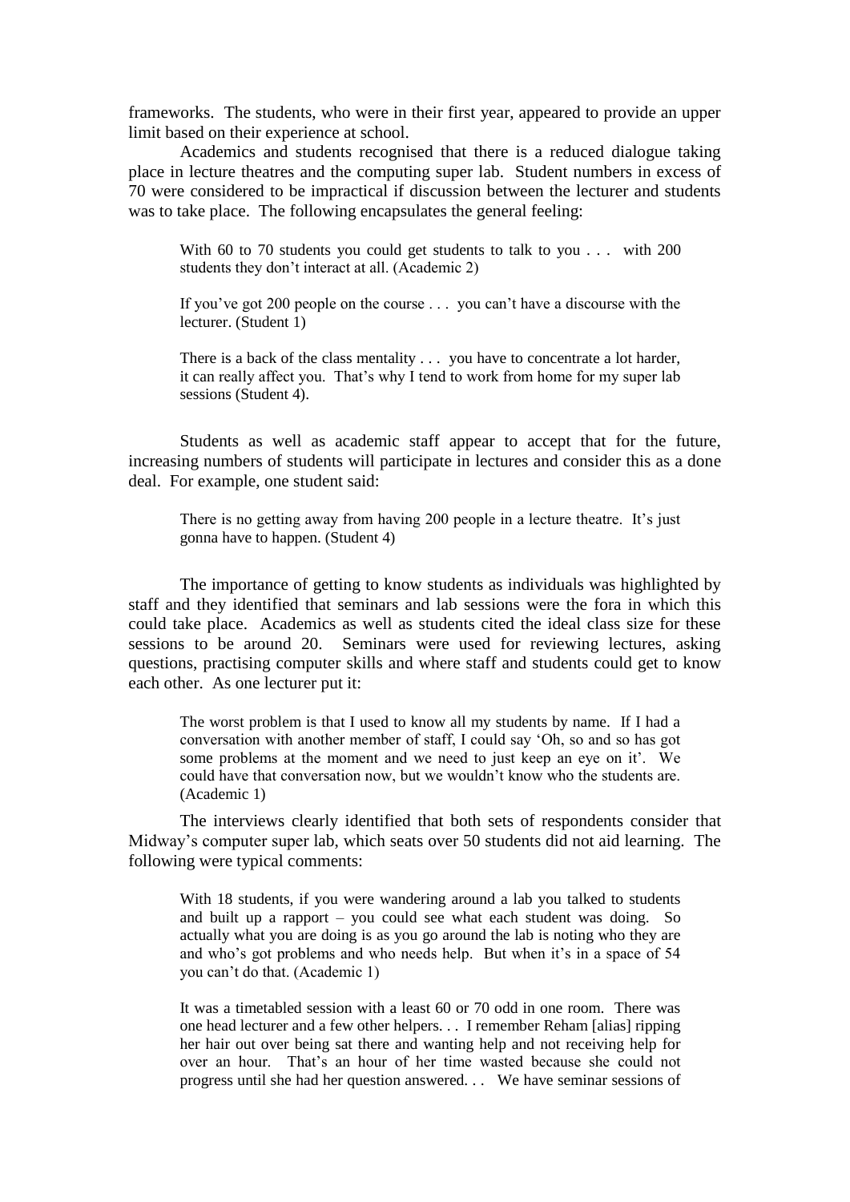frameworks. The students, who were in their first year, appeared to provide an upper limit based on their experience at school.

Academics and students recognised that there is a reduced dialogue taking place in lecture theatres and the computing super lab. Student numbers in excess of 70 were considered to be impractical if discussion between the lecturer and students was to take place. The following encapsulates the general feeling:

> With 60 to 70 students you could get students to talk to you . . . with 200 students they don't interact at all. (Academic 2)

> If you've got 200 people on the course . . . you can't have a discourse with the lecturer. (Student 1)

> There is a back of the class mentality . . . you have to concentrate a lot harder, it can really affect you. That's why I tend to work from home for my super lab sessions (Student 4).

Students as well as academic staff appear to accept that for the future, increasing numbers of students will participate in lectures and consider this as a done deal. For example, one student said:

> There is no getting away from having 200 people in a lecture theatre. It's just gonna have to happen. (Student 4)

The importance of getting to know students as individuals was highlighted by staff and they identified that seminars and lab sessions were the fora in which this could take place. Academics as well as students cited the ideal class size for these sessions to be around 20. Seminars were used for reviewing lectures, asking questions, practising computer skills and where staff and students could get to know each other. As one lecturer put it:

> The worst problem is that I used to know all my students by name. If I had a conversation with another member of staff, I could say 'Oh, so and so has got some problems at the moment and we need to just keep an eye on it'. We could have that conversation now, but we wouldn't know who the students are. (Academic 1)

The interviews clearly identified that both sets of respondents consider that Midway's computer super lab, which seats over 50 students did not aid learning. The following were typical comments:

> With 18 students, if you were wandering around a lab you talked to students and built up a rapport – you could see what each student was doing. So actually what you are doing is as you go around the lab is noting who they are and who's got problems and who needs help. But when it's in a space of 54 you can't do that. (Academic 1)

> It was a timetabled session with a least 60 or 70 odd in one room. There was one head lecturer and a few other helpers. . . I remember Reham [alias] ripping her hair out over being sat there and wanting help and not receiving help for over an hour. That's an hour of her time wasted because she could not progress until she had her question answered. . . We have seminar sessions of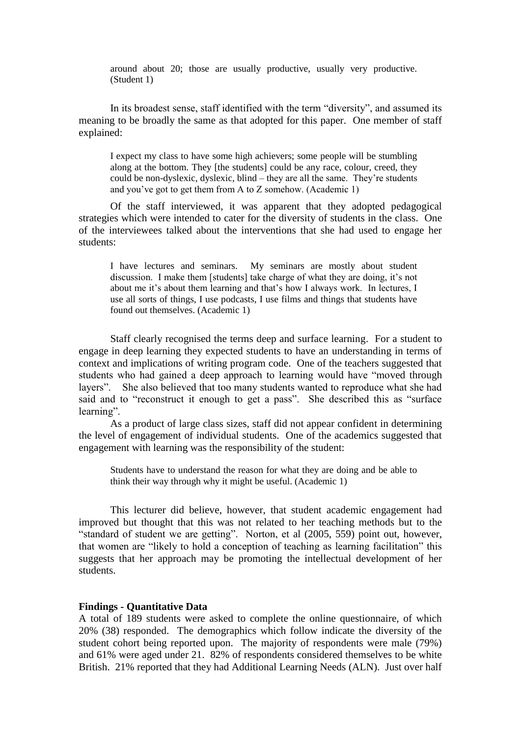> around about 20; those are usually productive, usually very productive. (Student 1)

In its broadest sense, staff identified with the term "diversity", and assumed its meaning to be broadly the same as that adopted for this paper. One member of staff explained:

> I expect my class to have some high achievers; some people will be stumbling along at the bottom. They [the students] could be any race, colour, creed, they could be non-dyslexic, dyslexic, blind – they are all the same. They're students and you've got to get them from A to Z somehow. (Academic 1)

Of the staff interviewed, it was apparent that they adopted pedagogical strategies which were intended to cater for the diversity of students in the class. One of the interviewees talked about the interventions that she had used to engage her students:

> I have lectures and seminars. My seminars are mostly about student discussion. I make them [students] take charge of what they are doing, it's not about me it's about them learning and that's how I always work. In lectures, I use all sorts of things, I use podcasts, I use films and things that students have found out themselves. (Academic 1)

Staff clearly recognised the terms deep and surface learning. For a student to engage in deep learning they expected students to have an understanding in terms of context and implications of writing program code. One of the teachers suggested that students who had gained a deep approach to learning would have "moved through layers". She also believed that too many students wanted to reproduce what she had said and to "reconstruct it enough to get a pass". She described this as "surface learning".

As a product of large class sizes, staff did not appear confident in determining the level of engagement of individual students. One of the academics suggested that engagement with learning was the responsibility of the student:

> Students have to understand the reason for what they are doing and be able to think their way through why it might be useful. (Academic 1)

This lecturer did believe, however, that student academic engagement had improved but thought that this was not related to her teaching methods but to the "standard of student we are getting". Norton, et al (2005, 559) point out, however, that women are "likely to hold a conception of teaching as learning facilitation" this suggests that her approach may be promoting the intellectual development of her students.

**Findings - Quantitative Data**

A total of 189 students were asked to complete the online questionnaire, of which 20% (38) responded. The demographics which follow indicate the diversity of the student cohort being reported upon. The majority of respondents were male (79%) and 61% were aged under 21. 82% of respondents considered themselves to be white British. 21% reported that they had Additional Learning Needs (ALN). Just over half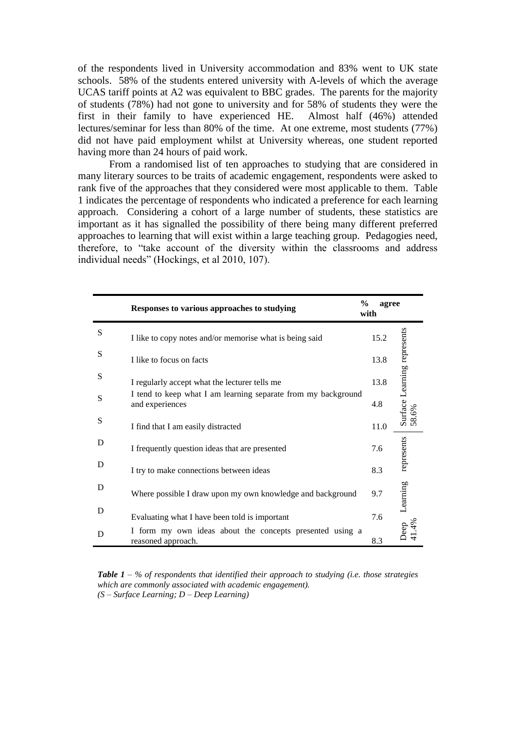of the respondents lived in University accommodation and 83% went to UK state schools. 58% of the students entered university with A-levels of which the average UCAS tariff points at A2 was equivalent to BBC grades. The parents for the majority of students (78%) had not gone to university and for 58% of students they were the first in their family to have experienced HE. Almost half (46%) attended lectures/seminar for less than 80% of the time. At one extreme, most students (77%) did not have paid employment whilst at University whereas, one student reported having more than 24 hours of paid work.

From a randomised list of ten approaches to studying that are considered in many literary sources to be traits of academic engagement, respondents were asked to rank five of the approaches that they considered were most applicable to them. Table 1 indicates the percentage of respondents who indicated a preference for each learning approach. Considering a cohort of a large number of students, these statistics are important as it has signalled the possibility of there being many different preferred approaches to learning that will exist within a large teaching group. Pedagogies need, therefore, to "take account of the diversity within the classrooms and address individual needs" (Hockings, et al 2010, 107).

| | **Responses to various approaches to studying** | **% agree with** | |
|---|---|---|---|
| S | I like to copy notes and/or memorise what is being said | 15.2 | Surface Learning represents 58.6% |
| S | I like to focus on facts | 13.8 | |
| S | I regularly accept what the lecturer tells me | 13.8 | |
| S | I tend to keep what I am learning separate from my background and experiences | 4.8 | |
| S | I find that I am easily distracted | 11.0 | |
| D | I frequently question ideas that are presented | 7.6 | Deep Learning represents 41.4% |
| D | I try to make connections between ideas | 8.3 | |
| D | Where possible I draw upon my own knowledge and background | 9.7 | |
| D | Evaluating what I have been told is important | 7.6 | |
| D | I form my own ideas about the concepts presented using a reasoned approach. | 8.3 | |

***Table 1*** *– % of respondents that identified their approach to studying (i.e. those strategies which are commonly associated with academic engagement).*
*(S – Surface Learning; D – Deep Learning)*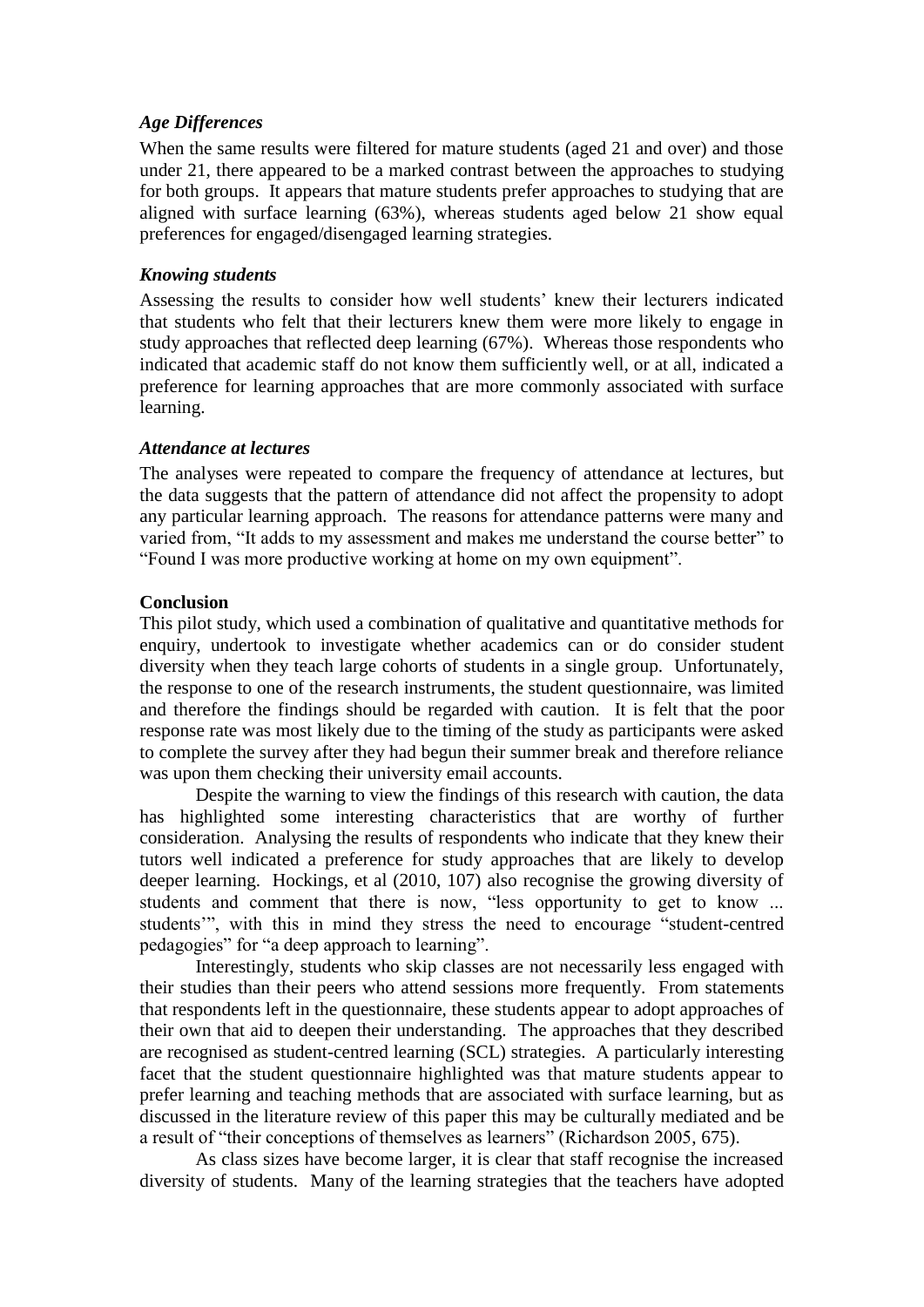### *Age Differences*

When the same results were filtered for mature students (aged 21 and over) and those under 21, there appeared to be a marked contrast between the approaches to studying for both groups. It appears that mature students prefer approaches to studying that are aligned with surface learning (63%), whereas students aged below 21 show equal preferences for engaged/disengaged learning strategies.

### *Knowing students*

Assessing the results to consider how well students' knew their lecturers indicated that students who felt that their lecturers knew them were more likely to engage in study approaches that reflected deep learning (67%). Whereas those respondents who indicated that academic staff do not know them sufficiently well, or at all, indicated a preference for learning approaches that are more commonly associated with surface learning.

### *Attendance at lectures*

The analyses were repeated to compare the frequency of attendance at lectures, but the data suggests that the pattern of attendance did not affect the propensity to adopt any particular learning approach. The reasons for attendance patterns were many and varied from, "It adds to my assessment and makes me understand the course better" to "Found I was more productive working at home on my own equipment".

## **Conclusion**

This pilot study, which used a combination of qualitative and quantitative methods for enquiry, undertook to investigate whether academics can or do consider student diversity when they teach large cohorts of students in a single group. Unfortunately, the response to one of the research instruments, the student questionnaire, was limited and therefore the findings should be regarded with caution. It is felt that the poor response rate was most likely due to the timing of the study as participants were asked to complete the survey after they had begun their summer break and therefore reliance was upon them checking their university email accounts.

Despite the warning to view the findings of this research with caution, the data has highlighted some interesting characteristics that are worthy of further consideration. Analysing the results of respondents who indicate that they knew their tutors well indicated a preference for study approaches that are likely to develop deeper learning. Hockings, et al (2010, 107) also recognise the growing diversity of students and comment that there is now, "less opportunity to get to know ... students'", with this in mind they stress the need to encourage "student-centred pedagogies" for "a deep approach to learning".

Interestingly, students who skip classes are not necessarily less engaged with their studies than their peers who attend sessions more frequently. From statements that respondents left in the questionnaire, these students appear to adopt approaches of their own that aid to deepen their understanding. The approaches that they described are recognised as student-centred learning (SCL) strategies. A particularly interesting facet that the student questionnaire highlighted was that mature students appear to prefer learning and teaching methods that are associated with surface learning, but as discussed in the literature review of this paper this may be culturally mediated and be a result of "their conceptions of themselves as learners" (Richardson 2005, 675).

As class sizes have become larger, it is clear that staff recognise the increased diversity of students. Many of the learning strategies that the teachers have adopted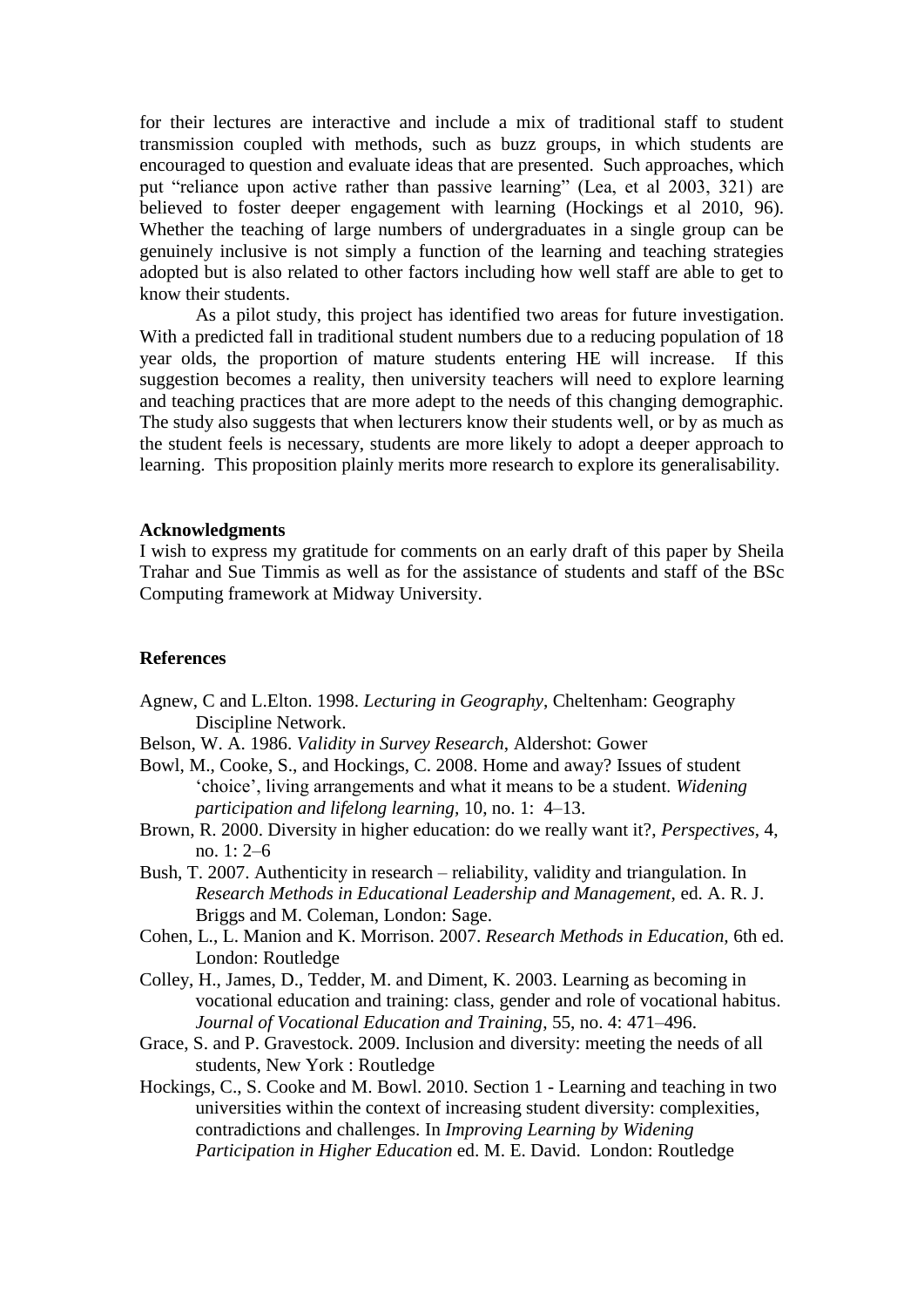for their lectures are interactive and include a mix of traditional staff to student transmission coupled with methods, such as buzz groups, in which students are encouraged to question and evaluate ideas that are presented. Such approaches, which put "reliance upon active rather than passive learning" (Lea, et al 2003, 321) are believed to foster deeper engagement with learning (Hockings et al 2010, 96). Whether the teaching of large numbers of undergraduates in a single group can be genuinely inclusive is not simply a function of the learning and teaching strategies adopted but is also related to other factors including how well staff are able to get to know their students.

As a pilot study, this project has identified two areas for future investigation. With a predicted fall in traditional student numbers due to a reducing population of 18 year olds, the proportion of mature students entering HE will increase. If this suggestion becomes a reality, then university teachers will need to explore learning and teaching practices that are more adept to the needs of this changing demographic. The study also suggests that when lecturers know their students well, or by as much as the student feels is necessary, students are more likely to adopt a deeper approach to learning. This proposition plainly merits more research to explore its generalisability.

**Acknowledgments**

I wish to express my gratitude for comments on an early draft of this paper by Sheila Trahar and Sue Timmis as well as for the assistance of students and staff of the BSc Computing framework at Midway University.

**References**

Agnew, C and L.Elton. 1998. *Lecturing in Geography*, Cheltenham: Geography Discipline Network.

Belson, W. A. 1986. *Validity in Survey Research*, Aldershot: Gower

Bowl, M., Cooke, S., and Hockings, C. 2008. Home and away? Issues of student 'choice', living arrangements and what it means to be a student. *Widening participation and lifelong learning,* 10, no. 1: 4–13.

Brown, R. 2000. Diversity in higher education: do we really want it?, *Perspectives*, 4, no. 1: 2–6

Bush, T. 2007. Authenticity in research – reliability, validity and triangulation. In *Research Methods in Educational Leadership and Management*, ed. A. R. J. Briggs and M. Coleman, London: Sage.

Cohen, L., L. Manion and K. Morrison. 2007. *Research Methods in Education,* 6th ed. London: Routledge

Colley, H., James, D., Tedder, M. and Diment, K. 2003. Learning as becoming in vocational education and training: class, gender and role of vocational habitus. *Journal of Vocational Education and Training*, 55, no. 4: 471–496.

Grace, S. and P. Gravestock. 2009. Inclusion and diversity: meeting the needs of all students, New York : Routledge

Hockings, C., S. Cooke and M. Bowl. 2010. Section 1 - Learning and teaching in two universities within the context of increasing student diversity: complexities, contradictions and challenges. In *Improving Learning by Widening Participation in Higher Education* ed. M. E. David. London: Routledge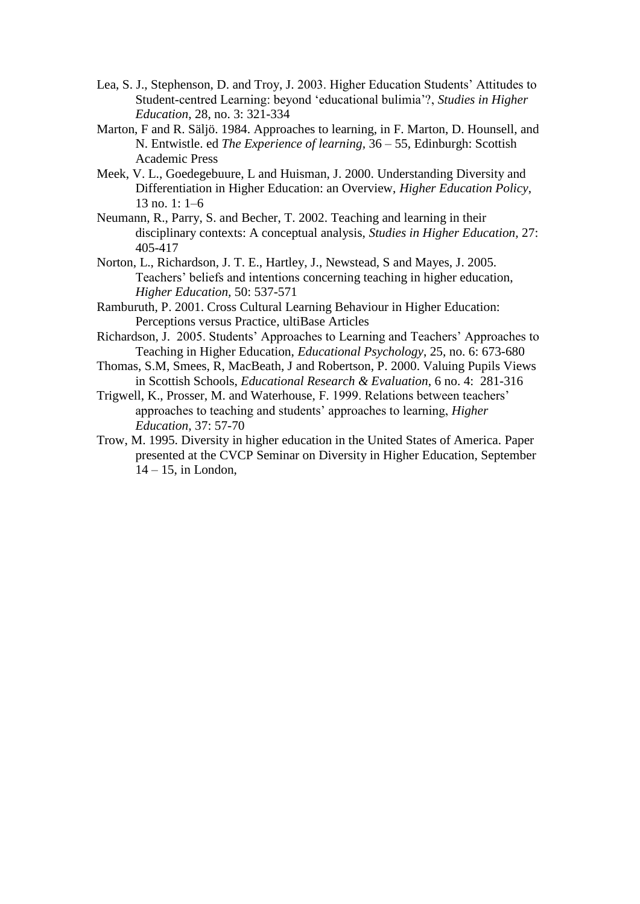Lea, S. J., Stephenson, D. and Troy, J. 2003. Higher Education Students' Attitudes to Student-centred Learning: beyond 'educational bulimia'?, *Studies in Higher Education*, 28, no. 3: 321-334

Marton, F and R. Säljö. 1984. Approaches to learning, in F. Marton, D. Hounsell, and N. Entwistle. ed *The Experience of learning,* 36 – 55, Edinburgh: Scottish Academic Press

Meek, V. L., Goedegebuure, L and Huisman, J. 2000. Understanding Diversity and Differentiation in Higher Education: an Overview, *Higher Education Policy*, 13 no. 1: 1–6

Neumann, R., Parry, S. and Becher, T. 2002. Teaching and learning in their disciplinary contexts: A conceptual analysis, *Studies in Higher Education,* 27: 405-417

Norton, L., Richardson, J. T. E., Hartley, J., Newstead, S and Mayes, J. 2005. Teachers' beliefs and intentions concerning teaching in higher education, *Higher Education,* 50: 537-571

Ramburuth, P. 2001. Cross Cultural Learning Behaviour in Higher Education: Perceptions versus Practice, ultiBase Articles

Richardson, J. 2005. Students' Approaches to Learning and Teachers' Approaches to Teaching in Higher Education, *Educational Psychology*, 25, no. 6: 673-680

Thomas, S.M, Smees, R, MacBeath, J and Robertson, P. 2000. Valuing Pupils Views in Scottish Schools, *Educational Research & Evaluation*, 6 no. 4: 281-316

Trigwell, K., Prosser, M. and Waterhouse, F. 1999. Relations between teachers' approaches to teaching and students' approaches to learning, *Higher Education,* 37: 57-70

Trow, M. 1995. Diversity in higher education in the United States of America. Paper presented at the CVCP Seminar on Diversity in Higher Education, September 14 – 15, in London,